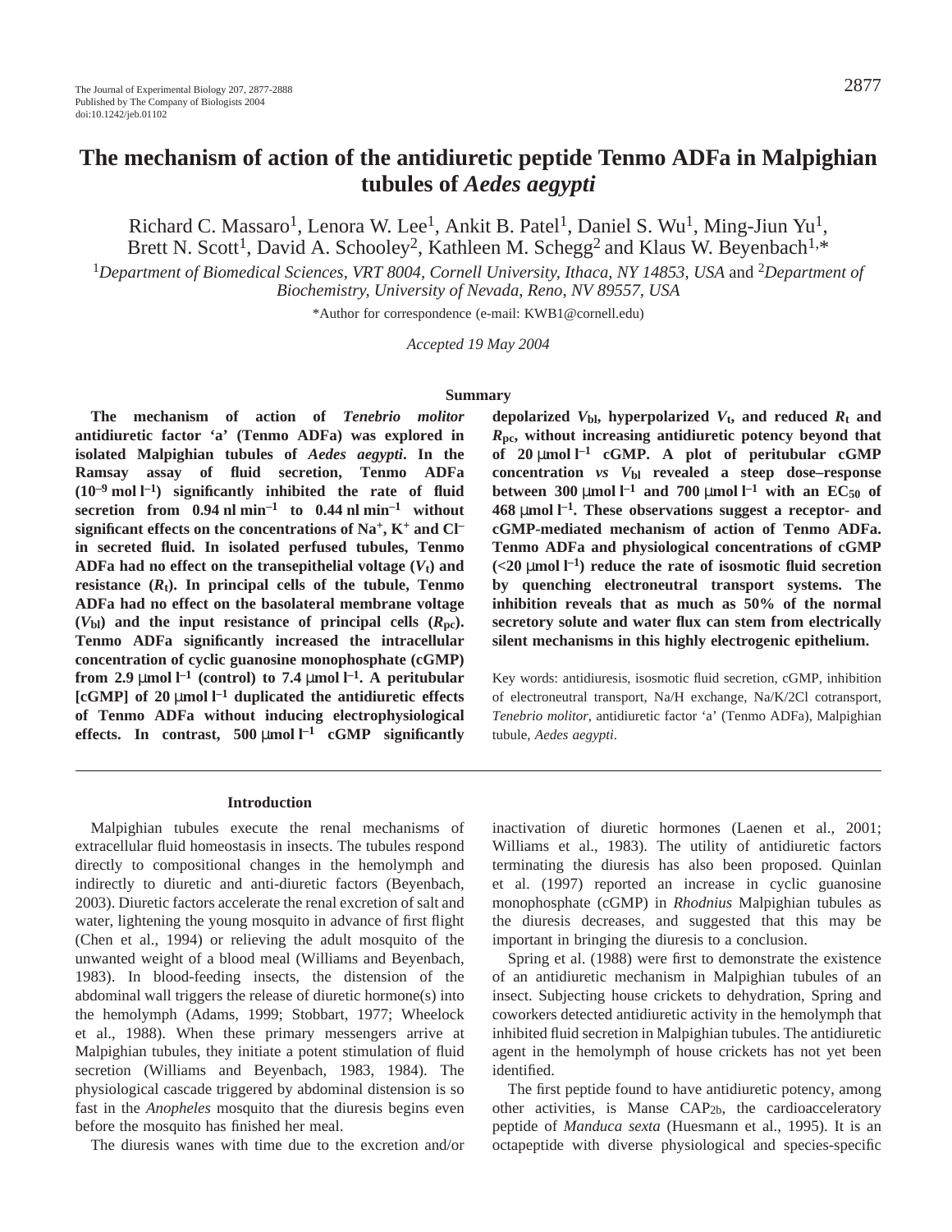# The mechanism of action of the antidiuretic peptide Tenmo ADFa in Malpighian tubules of *Aedes aegypti*

Richard C. Massaro[1], Lenora W. Lee[1], Ankit B. Patel[1], Daniel S. Wu[1], Ming-Jiun Yu[1], Brett N. Scott[1], David A. Schooley[2], Kathleen M. Schegg[2] and Klaus W. Beyenbach[1,*]

[1]*Department of Biomedical Sciences, VRT 8004, Cornell University, Ithaca, NY 14853, USA* and [2]*Department of Biochemistry, University of Nevada, Reno, NV 89557, USA*

*Author for correspondence (e-mail: KWB1@cornell.edu)

*Accepted 19 May 2004*

## Summary

**The mechanism of action of *Tenebrio molitor* antidiuretic factor 'a' (Tenmo ADFa) was explored in isolated Malpighian tubules of *Aedes aegypti*. In the Ramsay assay of fluid secretion, Tenmo ADFa ($10^{-9}$ mol $l^{-1}$) significantly inhibited the rate of fluid secretion from 0.94 nl $min^{-1}$ to 0.44 nl $min^{-1}$ without significant effects on the concentrations of $Na^+$, $K^+$ and $Cl^-$ in secreted fluid. In isolated perfused tubules, Tenmo ADFa had no effect on the transepithelial voltage ($V_t$) and resistance ($R_t$). In principal cells of the tubule, Tenmo ADFa had no effect on the basolateral membrane voltage ($V_{bl}$) and the input resistance of principal cells ($R_{pc}$). Tenmo ADFa significantly increased the intracellular concentration of cyclic guanosine monophosphate (cGMP) from 2.9 μmol $l^{-1}$ (control) to 7.4 μmol $l^{-1}$. A peritubular [cGMP] of 20 μmol $l^{-1}$ duplicated the antidiuretic effects of Tenmo ADFa without inducing electrophysiological effects. In contrast, 500 μmol $l^{-1}$ cGMP significantly depolarized $V_{bl}$, hyperpolarized $V_t$, and reduced $R_t$ and $R_{pc}$, without increasing antidiuretic potency beyond that of 20 μmol $l^{-1}$ cGMP. A plot of peritubular cGMP concentration *vs* $V_{bl}$ revealed a steep dose–response between 300 μmol $l^{-1}$ and 700 μmol $l^{-1}$ with an $EC_{50}$ of 468 μmol $l^{-1}$. These observations suggest a receptor- and cGMP-mediated mechanism of action of Tenmo ADFa. Tenmo ADFa and physiological concentrations of cGMP (<20 μmol $l^{-1}$) reduce the rate of isosmotic fluid secretion by quenching electroneutral transport systems. The inhibition reveals that as much as 50% of the normal secretory solute and water flux can stem from electrically silent mechanisms in this highly electrogenic epithelium.**

Key words: antidiuresis, isosmotic fluid secretion, cGMP, inhibition of electroneutral transport, Na/H exchange, Na/K/2Cl cotransport, *Tenebrio molitor*, antidiuretic factor 'a' (Tenmo ADFa), Malpighian tubule, *Aedes aegypti*.

## Introduction

Malpighian tubules execute the renal mechanisms of extracellular fluid homeostasis in insects. The tubules respond directly to compositional changes in the hemolymph and indirectly to diuretic and anti-diuretic factors (Beyenbach, 2003). Diuretic factors accelerate the renal excretion of salt and water, lightening the young mosquito in advance of first flight (Chen et al., 1994) or relieving the adult mosquito of the unwanted weight of a blood meal (Williams and Beyenbach, 1983). In blood-feeding insects, the distension of the abdominal wall triggers the release of diuretic hormone(s) into the hemolymph (Adams, 1999; Stobbart, 1977; Wheelock et al., 1988). When these primary messengers arrive at Malpighian tubules, they initiate a potent stimulation of fluid secretion (Williams and Beyenbach, 1983, 1984). The physiological cascade triggered by abdominal distension is so fast in the *Anopheles* mosquito that the diuresis begins even before the mosquito has finished her meal.

The diuresis wanes with time due to the excretion and/or inactivation of diuretic hormones (Laenen et al., 2001; Williams et al., 1983). The utility of antidiuretic factors terminating the diuresis has also been proposed. Quinlan et al. (1997) reported an increase in cyclic guanosine monophosphate (cGMP) in *Rhodnius* Malpighian tubules as the diuresis decreases, and suggested that this may be important in bringing the diuresis to a conclusion.

Spring et al. (1988) were first to demonstrate the existence of an antidiuretic mechanism in Malpighian tubules of an insect. Subjecting house crickets to dehydration, Spring and coworkers detected antidiuretic activity in the hemolymph that inhibited fluid secretion in Malpighian tubules. The antidiuretic agent in the hemolymph of house crickets has not yet been identified.

The first peptide found to have antidiuretic potency, among other activities, is Manse $CAP_{2b}$, the cardioacceleratory peptide of *Manduca sexta* (Huesmann et al., 1995). It is an octapeptide with diverse physiological and species-specific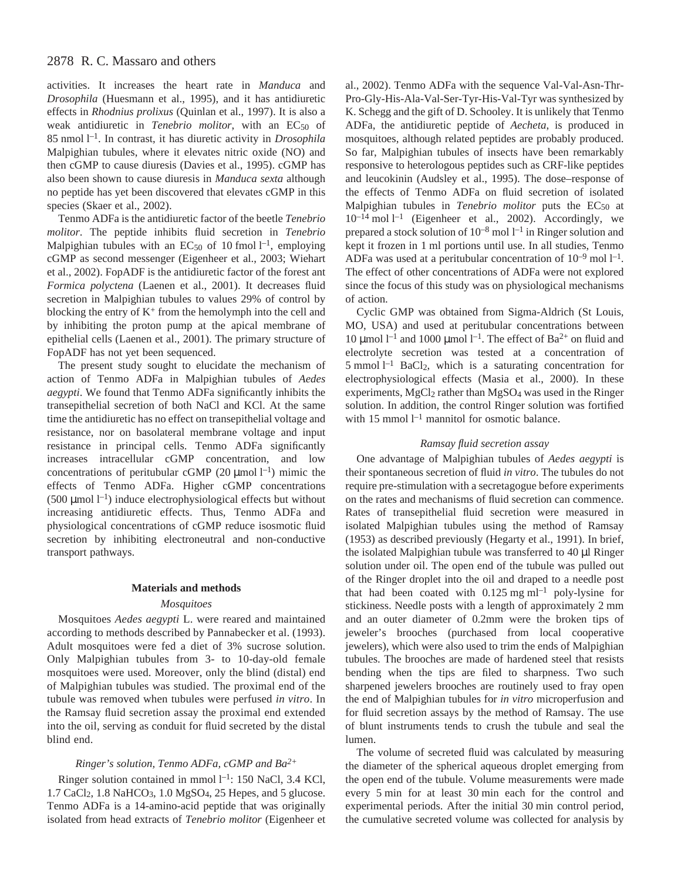activities. It increases the heart rate in *Manduca* and *Drosophila* (Huesmann et al., 1995), and it has antidiuretic effects in *Rhodnius prolixus* (Quinlan et al., 1997). It is also a weak antidiuretic in *Tenebrio molitor*, with an $EC_{50}$ of 85 nmol $l^{-1}$. In contrast, it has diuretic activity in *Drosophila* Malpighian tubules, where it elevates nitric oxide (NO) and then cGMP to cause diuresis (Davies et al., 1995). cGMP has also been shown to cause diuresis in *Manduca sexta* although no peptide has yet been discovered that elevates cGMP in this species (Skaer et al., 2002).

Tenmo ADFa is the antidiuretic factor of the beetle *Tenebrio molitor*. The peptide inhibits fluid secretion in *Tenebrio* Malpighian tubules with an $EC_{50}$ of 10 fmol $l^{-1}$, employing cGMP as second messenger (Eigenheer et al., 2003; Wiehart et al., 2002). FopADF is the antidiuretic factor of the forest ant *Formica polyctena* (Laenen et al., 2001). It decreases fluid secretion in Malpighian tubules to values 29% of control by blocking the entry of $K^{+}$ from the hemolymph into the cell and by inhibiting the proton pump at the apical membrane of epithelial cells (Laenen et al., 2001). The primary structure of FopADF has not yet been sequenced.

The present study sought to elucidate the mechanism of action of Tenmo ADFa in Malpighian tubules of *Aedes aegypti*. We found that Tenmo ADFa significantly inhibits the transepithelial secretion of both NaCl and KCl. At the same time the antidiuretic has no effect on transepithelial voltage and resistance, nor on basolateral membrane voltage and input resistance in principal cells. Tenmo ADFa significantly increases intracellular cGMP concentration, and low concentrations of peritubular cGMP (20 μmol $l^{-1}$) mimic the effects of Tenmo ADFa. Higher cGMP concentrations (500 μmol $l^{-1}$) induce electrophysiological effects but without increasing antidiuretic effects. Thus, Tenmo ADFa and physiological concentrations of cGMP reduce isosmotic fluid secretion by inhibiting electroneutral and non-conductive transport pathways.

## Materials and methods

### *Mosquitoes*

Mosquitoes *Aedes aegypti* L. were reared and maintained according to methods described by Pannabecker et al. (1993). Adult mosquitoes were fed a diet of 3% sucrose solution. Only Malpighian tubules from 3- to 10-day-old female mosquitoes were used. Moreover, only the blind (distal) end of Malpighian tubules was studied. The proximal end of the tubule was removed when tubules were perfused *in vitro*. In the Ramsay fluid secretion assay the proximal end extended into the oil, serving as conduit for fluid secreted by the distal blind end.

### *Ringer's solution, Tenmo ADFa, cGMP and $Ba^{2+}$*

Ringer solution contained in mmol $l^{-1}$: 150 NaCl, 3.4 KCl, 1.7 $CaCl_2$, 1.8 $NaHCO_3$, 1.0 $MgSO_4$, 25 Hepes, and 5 glucose. Tenmo ADFa is a 14-amino-acid peptide that was originally isolated from head extracts of *Tenebrio molitor* (Eigenheer et al., 2002). Tenmo ADFa with the sequence Val-Val-Asn-Thr-Pro-Gly-His-Ala-Val-Ser-Tyr-His-Val-Tyr was synthesized by K. Schegg and the gift of D. Schooley. It is unlikely that Tenmo ADFa, the antidiuretic peptide of *Aecheta*, is produced in mosquitoes, although related peptides are probably produced. So far, Malpighian tubules of insects have been remarkably responsive to heterologous peptides such as CRF-like peptides and leucokinin (Audsley et al., 1995). The dose–response of the effects of Tenmo ADFa on fluid secretion of isolated Malpighian tubules in *Tenebrio molitor* puts the $EC_{50}$ at $10^{-14}$ mol $l^{-1}$ (Eigenheer et al., 2002). Accordingly, we prepared a stock solution of $10^{-8}$ mol $l^{-1}$ in Ringer solution and kept it frozen in 1 ml portions until use. In all studies, Tenmo ADFa was used at a peritubular concentration of $10^{-9}$ mol $l^{-1}$. The effect of other concentrations of ADFa were not explored since the focus of this study was on physiological mechanisms of action.

Cyclic GMP was obtained from Sigma-Aldrich (St Louis, MO, USA) and used at peritubular concentrations between 10 μmol $l^{-1}$ and 1000 μmol $l^{-1}$. The effect of $Ba^{2+}$ on fluid and electrolyte secretion was tested at a concentration of 5 mmol $l^{-1}$ $BaCl_2$, which is a saturating concentration for electrophysiological effects (Masia et al., 2000). In these experiments, $MgCl_2$ rather than $MgSO_4$ was used in the Ringer solution. In addition, the control Ringer solution was fortified with 15 mmol $l^{-1}$ mannitol for osmotic balance.

### *Ramsay fluid secretion assay*

One advantage of Malpighian tubules of *Aedes aegypti* is their spontaneous secretion of fluid *in vitro*. The tubules do not require pre-stimulation with a secretagogue before experiments on the rates and mechanisms of fluid secretion can commence. Rates of transepithelial fluid secretion were measured in isolated Malpighian tubules using the method of Ramsay (1953) as described previously (Hegarty et al., 1991). In brief, the isolated Malpighian tubule was transferred to 40 μl Ringer solution under oil. The open end of the tubule was pulled out of the Ringer droplet into the oil and draped to a needle post that had been coated with 0.125 mg $ml^{-1}$ poly-lysine for stickiness. Needle posts with a length of approximately 2 mm and an outer diameter of 0.2mm were the broken tips of jeweler's brooches (purchased from local cooperative jewelers), which were also used to trim the ends of Malpighian tubules. The brooches are made of hardened steel that resists bending when the tips are filed to sharpness. Two such sharpened jewelers brooches are routinely used to fray open the end of Malpighian tubules for *in vitro* microperfusion and for fluid secretion assays by the method of Ramsay. The use of blunt instruments tends to crush the tubule and seal the lumen.

The volume of secreted fluid was calculated by measuring the diameter of the spherical aqueous droplet emerging from the open end of the tubule. Volume measurements were made every 5 min for at least 30 min each for the control and experimental periods. After the initial 30 min control period, the cumulative secreted volume was collected for analysis by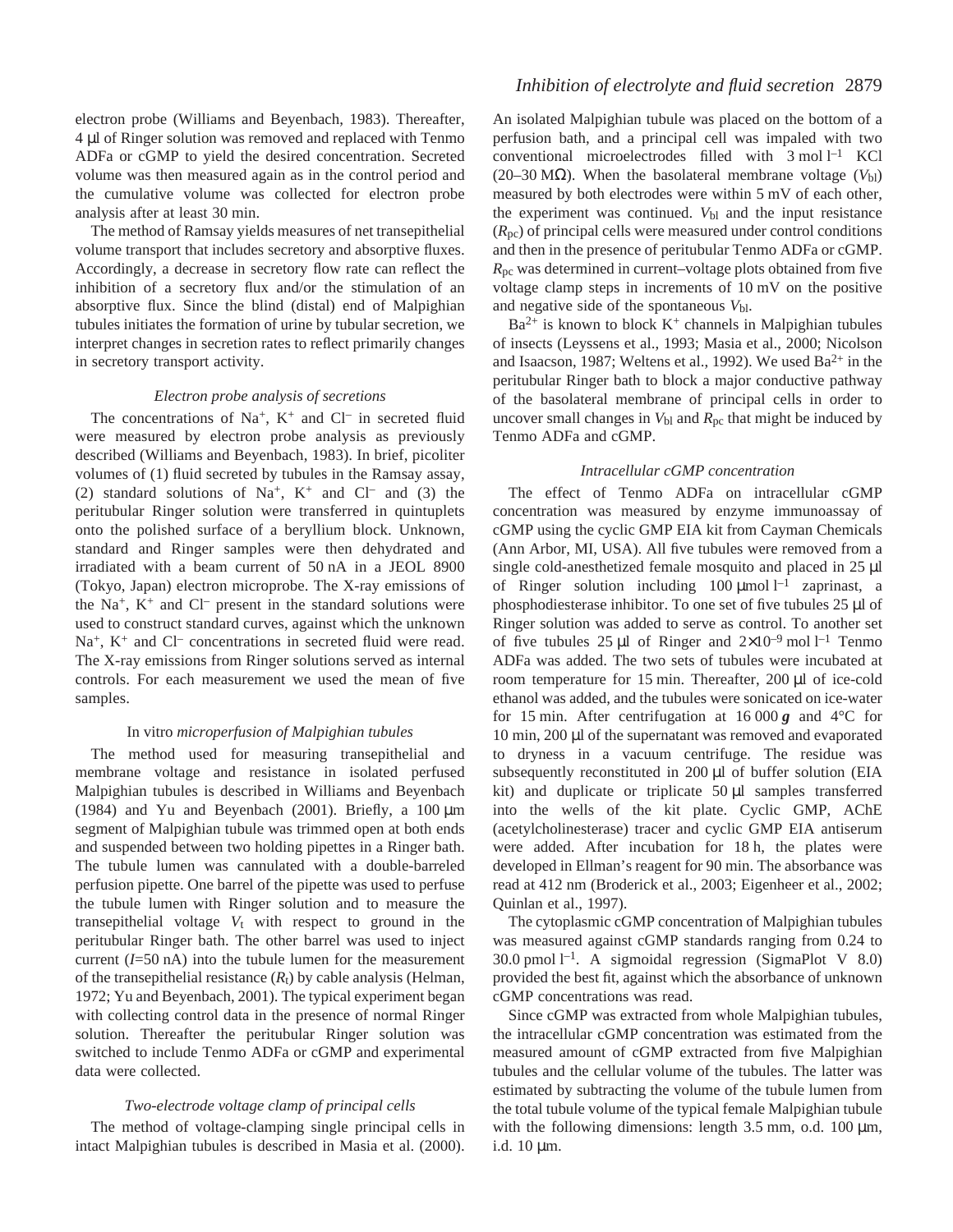electron probe (Williams and Beyenbach, 1983). Thereafter, 4 μl of Ringer solution was removed and replaced with Tenmo ADFa or cGMP to yield the desired concentration. Secreted volume was then measured again as in the control period and the cumulative volume was collected for electron probe analysis after at least 30 min.

The method of Ramsay yields measures of net transepithelial volume transport that includes secretory and absorptive fluxes. Accordingly, a decrease in secretory flow rate can reflect the inhibition of a secretory flux and/or the stimulation of an absorptive flux. Since the blind (distal) end of Malpighian tubules initiates the formation of urine by tubular secretion, we interpret changes in secretion rates to reflect primarily changes in secretory transport activity.

### *Electron probe analysis of secretions*

The concentrations of $Na^+$, $K^+$ and $Cl^-$ in secreted fluid were measured by electron probe analysis as previously described (Williams and Beyenbach, 1983). In brief, picoliter volumes of (1) fluid secreted by tubules in the Ramsay assay, (2) standard solutions of $Na^+$, $K^+$ and $Cl^-$ and (3) the peritubular Ringer solution were transferred in quintuplets onto the polished surface of a beryllium block. Unknown, standard and Ringer samples were then dehydrated and irradiated with a beam current of 50 nA in a JEOL 8900 (Tokyo, Japan) electron microprobe. The X-ray emissions of the $Na^+$, $K^+$ and $Cl^-$ present in the standard solutions were used to construct standard curves, against which the unknown $Na^+$, $K^+$ and $Cl^-$ concentrations in secreted fluid were read. The X-ray emissions from Ringer solutions served as internal controls. For each measurement we used the mean of five samples.

### In vitro *microperfusion of Malpighian tubules*

The method used for measuring transepithelial and membrane voltage and resistance in isolated perfused Malpighian tubules is described in Williams and Beyenbach (1984) and Yu and Beyenbach (2001). Briefly, a 100 μm segment of Malpighian tubule was trimmed open at both ends and suspended between two holding pipettes in a Ringer bath. The tubule lumen was cannulated with a double-barreled perfusion pipette. One barrel of the pipette was used to perfuse the tubule lumen with Ringer solution and to measure the transepithelial voltage $V_t$ with respect to ground in the peritubular Ringer bath. The other barrel was used to inject current ($I$=50 nA) into the tubule lumen for the measurement of the transepithelial resistance ($R_t$) by cable analysis (Helman, 1972; Yu and Beyenbach, 2001). The typical experiment began with collecting control data in the presence of normal Ringer solution. Thereafter the peritubular Ringer solution was switched to include Tenmo ADFa or cGMP and experimental data were collected.

### *Two-electrode voltage clamp of principal cells*

The method of voltage-clamping single principal cells in intact Malpighian tubules is described in Masia et al. (2000). An isolated Malpighian tubule was placed on the bottom of a perfusion bath, and a principal cell was impaled with two conventional microelectrodes filled with 3 mol l$^{-1}$ KCl (20–30 MΩ). When the basolateral membrane voltage ($V_{bl}$) measured by both electrodes were within 5 mV of each other, the experiment was continued. $V_{bl}$ and the input resistance ($R_{pc}$) of principal cells were measured under control conditions and then in the presence of peritubular Tenmo ADFa or cGMP. $R_{pc}$ was determined in current–voltage plots obtained from five voltage clamp steps in increments of 10 mV on the positive and negative side of the spontaneous $V_{bl}$.

$Ba^{2+}$ is known to block $K^+$ channels in Malpighian tubules of insects (Leyssens et al., 1993; Masia et al., 2000; Nicolson and Isaacson, 1987; Weltens et al., 1992). We used $Ba^{2+}$ in the peritubular Ringer bath to block a major conductive pathway of the basolateral membrane of principal cells in order to uncover small changes in $V_{bl}$ and $R_{pc}$ that might be induced by Tenmo ADFa and cGMP.

### *Intracellular cGMP concentration*

The effect of Tenmo ADFa on intracellular cGMP concentration was measured by enzyme immunoassay of cGMP using the cyclic GMP EIA kit from Cayman Chemicals (Ann Arbor, MI, USA). All five tubules were removed from a single cold-anesthetized female mosquito and placed in 25 μl of Ringer solution including 100 μmol l$^{-1}$ zaprinast, a phosphodiesterase inhibitor. To one set of five tubules 25 μl of Ringer solution was added to serve as control. To another set of five tubules 25 μl of Ringer and $2\times10^{-9}$ mol l$^{-1}$ Tenmo ADFa was added. The two sets of tubules were incubated at room temperature for 15 min. Thereafter, 200 μl of ice-cold ethanol was added, and the tubules were sonicated on ice-water for 15 min. After centrifugation at 16 000 ***g*** and 4°C for 10 min, 200 μl of the supernatant was removed and evaporated to dryness in a vacuum centrifuge. The residue was subsequently reconstituted in 200 μl of buffer solution (EIA kit) and duplicate or triplicate 50 μl samples transferred into the wells of the kit plate. Cyclic GMP, AChE (acetylcholinesterase) tracer and cyclic GMP EIA antiserum were added. After incubation for 18 h, the plates were developed in Ellman's reagent for 90 min. The absorbance was read at 412 nm (Broderick et al., 2003; Eigenheer et al., 2002; Quinlan et al., 1997).

The cytoplasmic cGMP concentration of Malpighian tubules was measured against cGMP standards ranging from 0.24 to 30.0 pmol l$^{-1}$. A sigmoidal regression (SigmaPlot V 8.0) provided the best fit, against which the absorbance of unknown cGMP concentrations was read.

Since cGMP was extracted from whole Malpighian tubules, the intracellular cGMP concentration was estimated from the measured amount of cGMP extracted from five Malpighian tubules and the cellular volume of the tubules. The latter was estimated by subtracting the volume of the tubule lumen from the total tubule volume of the typical female Malpighian tubule with the following dimensions: length 3.5 mm, o.d. 100 μm, i.d. 10 μm.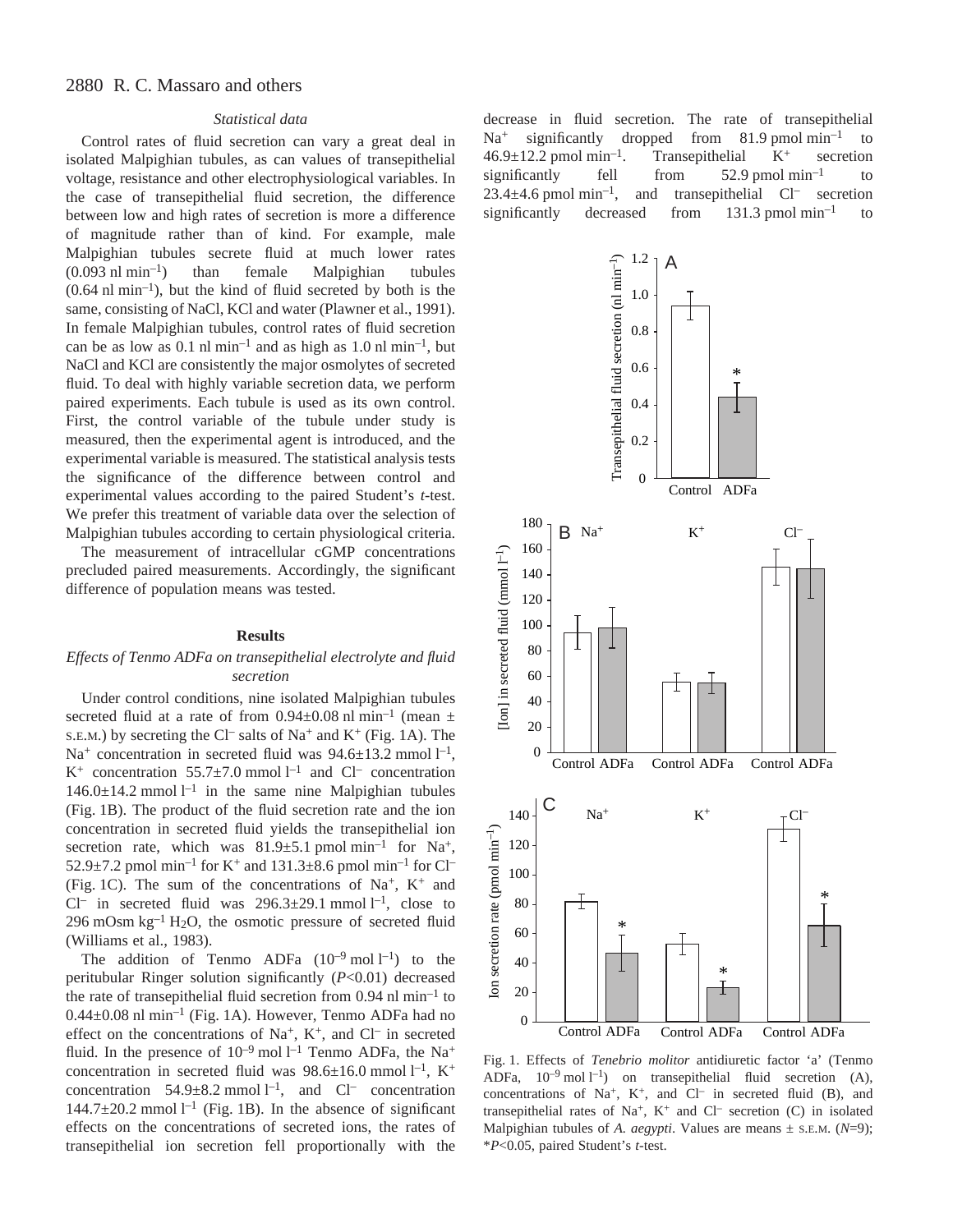### *Statistical data*

Control rates of fluid secretion can vary a great deal in isolated Malpighian tubules, as can values of transepithelial voltage, resistance and other electrophysiological variables. In the case of transepithelial fluid secretion, the difference between low and high rates of secretion is more a difference of magnitude rather than of kind. For example, male Malpighian tubules secrete fluid at much lower rates ($0.093\ \mathrm{nl\ min^{-1}}$) than female Malpighian tubules ($0.64\ \mathrm{nl\ min^{-1}}$), but the kind of fluid secreted by both is the same, consisting of NaCl, KCl and water (Plawner et al., 1991). In female Malpighian tubules, control rates of fluid secretion can be as low as $0.1\ \mathrm{nl\ min^{-1}}$ and as high as $1.0\ \mathrm{nl\ min^{-1}}$, but NaCl and KCl are consistently the major osmolytes of secreted fluid. To deal with highly variable secretion data, we perform paired experiments. Each tubule is used as its own control. First, the control variable of the tubule under study is measured, then the experimental agent is introduced, and the experimental variable is measured. The statistical analysis tests the significance of the difference between control and experimental values according to the paired Student's *t*-test. We prefer this treatment of variable data over the selection of Malpighian tubules according to certain physiological criteria.

The measurement of intracellular cGMP concentrations precluded paired measurements. Accordingly, the significant difference of population means was tested.

## Results

### *Effects of Tenmo ADFa on transepithelial electrolyte and fluid secretion*

Under control conditions, nine isolated Malpighian tubules secreted fluid at a rate of from $0.94\pm0.08\ \mathrm{nl\ min^{-1}}$ (mean ± S.E.M.) by secreting the $Cl^-$ salts of $Na^+$ and $K^+$ (Fig. 1A). The $Na^+$ concentration in secreted fluid was $94.6\pm13.2\ \mathrm{mmol\ l^{-1}}$, $K^+$ concentration $55.7\pm7.0\ \mathrm{mmol\ l^{-1}}$ and $Cl^-$ concentration $146.0\pm14.2\ \mathrm{mmol\ l^{-1}}$ in the same nine Malpighian tubules (Fig. 1B). The product of the fluid secretion rate and the ion concentration in secreted fluid yields the transepithelial ion secretion rate, which was $81.9\pm5.1\ \mathrm{pmol\ min^{-1}}$ for $Na^+$, $52.9\pm7.2\ \mathrm{pmol\ min^{-1}}$ for $K^+$ and $131.3\pm8.6\ \mathrm{pmol\ min^{-1}}$ for $Cl^-$ (Fig. 1C). The sum of the concentrations of $Na^+$, $K^+$ and $Cl^-$ in secreted fluid was $296.3\pm29.1\ \mathrm{mmol\ l^{-1}}$, close to $296\ \mathrm{mOsm\ kg^{-1}\ H_2O}$, the osmotic pressure of secreted fluid (Williams et al., 1983).

The addition of Tenmo ADFa ($10^{-9}\ \mathrm{mol\ l^{-1}}$) to the peritubular Ringer solution significantly ($P<0.01$) decreased the rate of transepithelial fluid secretion from $0.94\ \mathrm{nl\ min^{-1}}$ to $0.44\pm0.08\ \mathrm{nl\ min^{-1}}$ (Fig. 1A). However, Tenmo ADFa had no effect on the concentrations of $Na^+$, $K^+$, and $Cl^-$ in secreted fluid. In the presence of $10^{-9}\ \mathrm{mol\ l^{-1}}$ Tenmo ADFa, the $Na^+$ concentration in secreted fluid was $98.6\pm16.0\ \mathrm{mmol\ l^{-1}}$, $K^+$ concentration $54.9\pm8.2\ \mathrm{mmol\ l^{-1}}$, and $Cl^-$ concentration $144.7\pm20.2\ \mathrm{mmol\ l^{-1}}$ (Fig. 1B). In the absence of significant effects on the concentrations of secreted ions, the rates of transepithelial ion secretion fell proportionally with the decrease in fluid secretion. The rate of transepithelial $Na^+$ significantly dropped from $81.9\ \mathrm{pmol\ min^{-1}}$ to $46.9\pm12.2\ \mathrm{pmol\ min^{-1}}$. Transepithelial $K^+$ secretion significantly fell from $52.9\ \mathrm{pmol\ min^{-1}}$ to $23.4\pm4.6\ \mathrm{pmol\ min^{-1}}$, and transepithelial $Cl^-$ secretion significantly decreased from $131.3\ \mathrm{pmol\ min^{-1}}$ to

Fig. 1. Effects of *Tenebrio molitor* antidiuretic factor 'a' (Tenmo ADFa, $10^{-9}\ \mathrm{mol\ l^{-1}}$) on transepithelial fluid secretion (A), concentrations of $Na^+$, $K^+$, and $Cl^-$ in secreted fluid (B), and transepithelial rates of $Na^+$, $K^+$ and $Cl^-$ secretion (C) in isolated Malpighian tubules of *A. aegypti*. Values are means ± S.E.M. ($N$=9); *$P<0.05$, paired Student's *t*-test.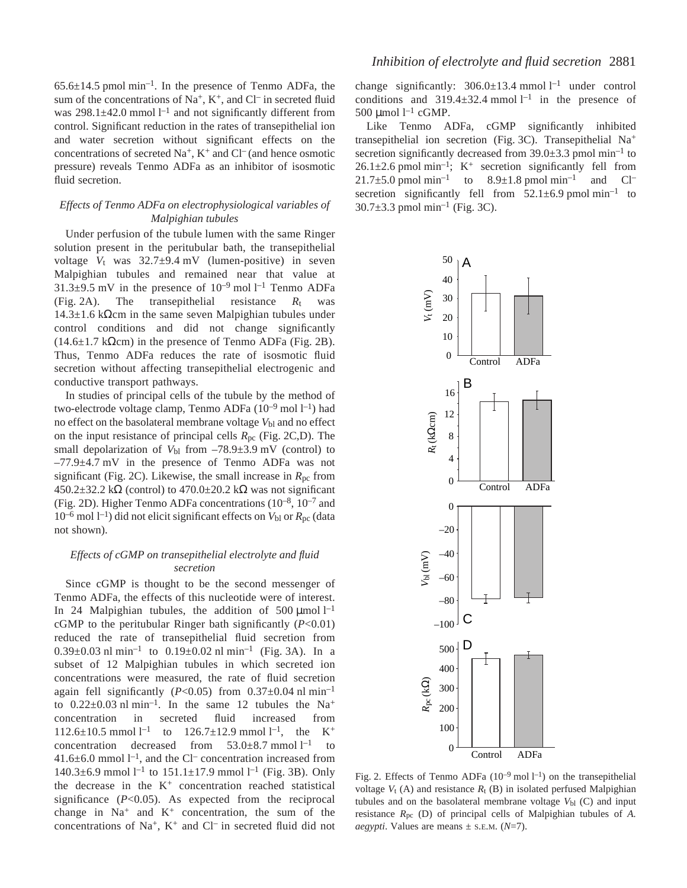65.6±14.5 pmol min$^{-1}$. In the presence of Tenmo ADFa, the sum of the concentrations of $Na^+$, $K^+$, and $Cl^-$ in secreted fluid was 298.1±42.0 mmol l$^{-1}$ and not significantly different from control. Significant reduction in the rates of transepithelial ion and water secretion without significant effects on the concentrations of secreted $Na^+$, $K^+$ and $Cl^-$ (and hence osmotic pressure) reveals Tenmo ADFa as an inhibitor of isosmotic fluid secretion.

### *Effects of Tenmo ADFa on electrophysiological variables of Malpighian tubules*

Under perfusion of the tubule lumen with the same Ringer solution present in the peritubular bath, the transepithelial voltage $V_t$ was 32.7±9.4 mV (lumen-positive) in seven Malpighian tubules and remained near that value at 31.3±9.5 mV in the presence of $10^{-9}$ mol l$^{-1}$ Tenmo ADFa (Fig. 2A). The transepithelial resistance $R_t$ was 14.3±1.6 kΩcm in the same seven Malpighian tubules under control conditions and did not change significantly (14.6±1.7 kΩcm) in the presence of Tenmo ADFa (Fig. 2B). Thus, Tenmo ADFa reduces the rate of isosmotic fluid secretion without affecting transepithelial electrogenic and conductive transport pathways.

In studies of principal cells of the tubule by the method of two-electrode voltage clamp, Tenmo ADFa ($10^{-9}$ mol l$^{-1}$) had no effect on the basolateral membrane voltage $V_{bl}$ and no effect on the input resistance of principal cells $R_{pc}$ (Fig. 2C,D). The small depolarization of $V_{bl}$ from –78.9±3.9 mV (control) to –77.9±4.7 mV in the presence of Tenmo ADFa was not significant (Fig. 2C). Likewise, the small increase in $R_{pc}$ from 450.2±32.2 kΩ (control) to 470.0±20.2 kΩ was not significant (Fig. 2D). Higher Tenmo ADFa concentrations ($10^{-8}$, $10^{-7}$ and $10^{-6}$ mol l$^{-1}$) did not elicit significant effects on $V_{bl}$ or $R_{pc}$ (data not shown).

### *Effects of cGMP on transepithelial electrolyte and fluid secretion*

Since cGMP is thought to be the second messenger of Tenmo ADFa, the effects of this nucleotide were of interest. In 24 Malpighian tubules, the addition of 500 μmol l$^{-1}$ cGMP to the peritubular Ringer bath significantly ($P<0.01$) reduced the rate of transepithelial fluid secretion from 0.39±0.03 nl min$^{-1}$ to 0.19±0.02 nl min$^{-1}$ (Fig. 3A). In a subset of 12 Malpighian tubules in which secreted ion concentrations were measured, the rate of fluid secretion again fell significantly ($P<0.05$) from 0.37±0.04 nl min$^{-1}$ to 0.22±0.03 nl min$^{-1}$. In the same 12 tubules the $Na^+$ concentration in secreted fluid increased from 112.6±10.5 mmol l$^{-1}$ to 126.7±12.9 mmol l$^{-1}$, the $K^+$ concentration decreased from 53.0±8.7 mmol l$^{-1}$ to 41.6±6.0 mmol l$^{-1}$, and the $Cl^-$ concentration increased from 140.3±6.9 mmol l$^{-1}$ to 151.1±17.9 mmol l$^{-1}$ (Fig. 3B). Only the decrease in the $K^+$ concentration reached statistical significance ($P<0.05$). As expected from the reciprocal change in $Na^+$ and $K^+$ concentration, the sum of the concentrations of $Na^+$, $K^+$ and $Cl^-$ in secreted fluid did not change significantly: 306.0±13.4 mmol l$^{-1}$ under control conditions and 319.4±32.4 mmol l$^{-1}$ in the presence of 500 μmol l$^{-1}$ cGMP.

Like Tenmo ADFa, cGMP significantly inhibited transepithelial ion secretion (Fig. 3C). Transepithelial $Na^+$ secretion significantly decreased from 39.0±3.3 pmol min$^{-1}$ to 26.1±2.6 pmol min$^{-1}$; $K^+$ secretion significantly fell from 21.7±5.0 pmol min$^{-1}$ to 8.9±1.8 pmol min$^{-1}$ and $Cl^-$ secretion significantly fell from 52.1±6.9 pmol min$^{-1}$ to 30.7±3.3 pmol min$^{-1}$ (Fig. 3C).

Fig. 2. Effects of Tenmo ADFa ($10^{-9}$ mol l$^{-1}$) on the transepithelial voltage $V_t$ (A) and resistance $R_t$ (B) in isolated perfused Malpighian tubules and on the basolateral membrane voltage $V_{bl}$ (C) and input resistance $R_{pc}$ (D) of principal cells of Malpighian tubules of *A. aegypti*. Values are means ± S.E.M. ($N$=7).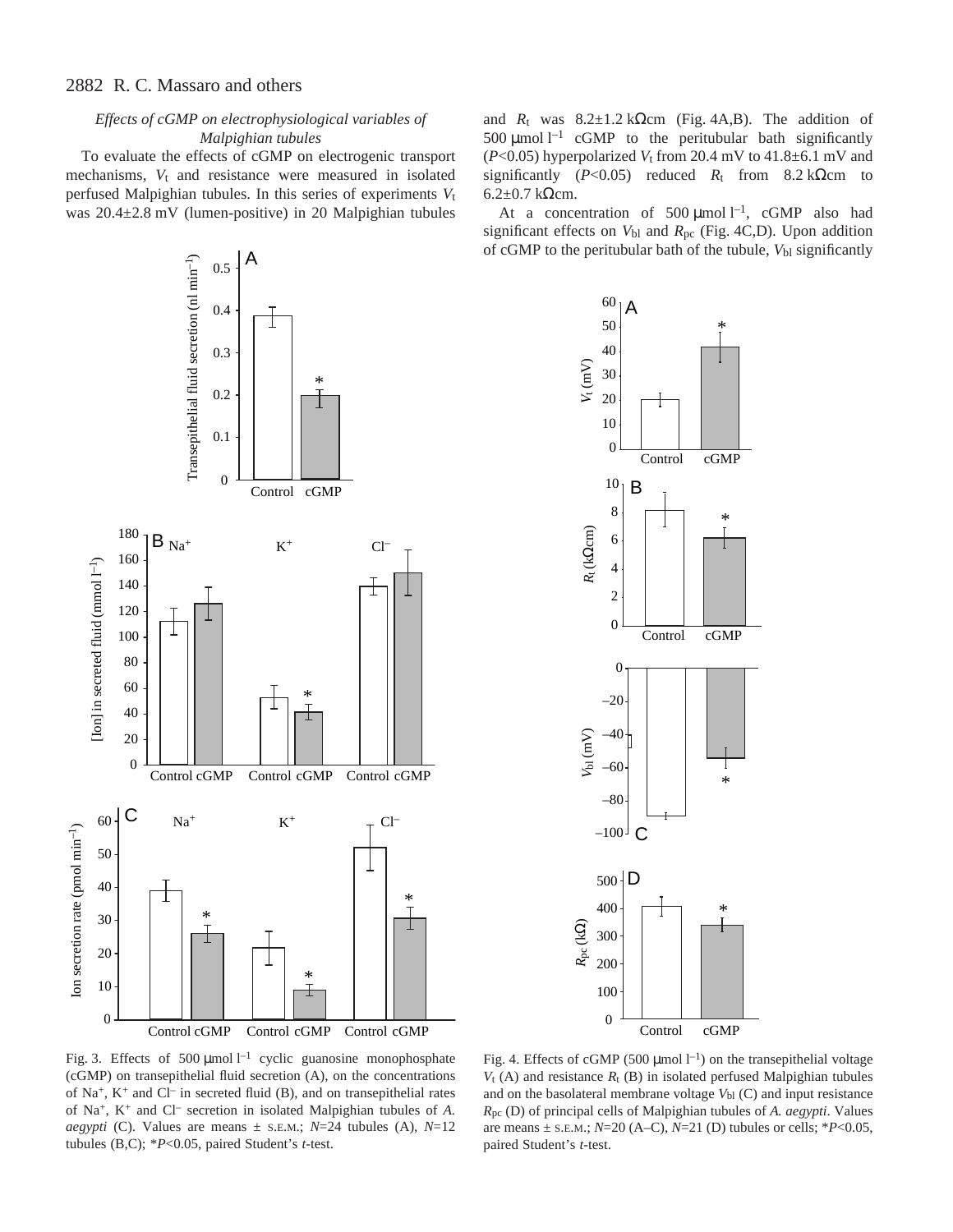### *Effects of cGMP on electrophysiological variables of Malpighian tubules*

To evaluate the effects of cGMP on electrogenic transport mechanisms, $V_t$ and resistance were measured in isolated perfused Malpighian tubules. In this series of experiments $V_t$ was 20.4±2.8 mV (lumen-positive) in 20 Malpighian tubules and $R_t$ was 8.2±1.2 kΩcm (Fig. 4A,B). The addition of 500 μmol l$^{-1}$ cGMP to the peritubular bath significantly ($P$<0.05) hyperpolarized $V_t$ from 20.4 mV to 41.8±6.1 mV and significantly ($P$<0.05) reduced $R_t$ from 8.2 kΩcm to 6.2±0.7 kΩcm.

At a concentration of 500 μmol l$^{-1}$, cGMP also had significant effects on $V_{bl}$ and $R_{pc}$ (Fig. 4C,D). Upon addition of cGMP to the peritubular bath of the tubule, $V_{bl}$ significantly

Fig. 3. Effects of 500 μmol l$^{-1}$ cyclic guanosine monophosphate (cGMP) on transepithelial fluid secretion (A), on the concentrations of $Na^+$, $K^+$ and $Cl^-$ in secreted fluid (B), and on transepithelial rates of $Na^+$, $K^+$ and $Cl^-$ secretion in isolated Malpighian tubules of *A. aegypti* (C). Values are means ± S.E.M.; $N$=24 tubules (A), $N$=12 tubules (B,C); *$P$<0.05, paired Student's $t$-test.

Fig. 4. Effects of cGMP (500 μmol l$^{-1}$) on the transepithelial voltage $V_t$ (A) and resistance $R_t$ (B) in isolated perfused Malpighian tubules and on the basolateral membrane voltage $V_{bl}$ (C) and input resistance $R_{pc}$ (D) of principal cells of Malpighian tubules of *A. aegypti*. Values are means ± S.E.M.; $N$=20 (A–C), $N$=21 (D) tubules or cells; *$P$<0.05, paired Student's $t$-test.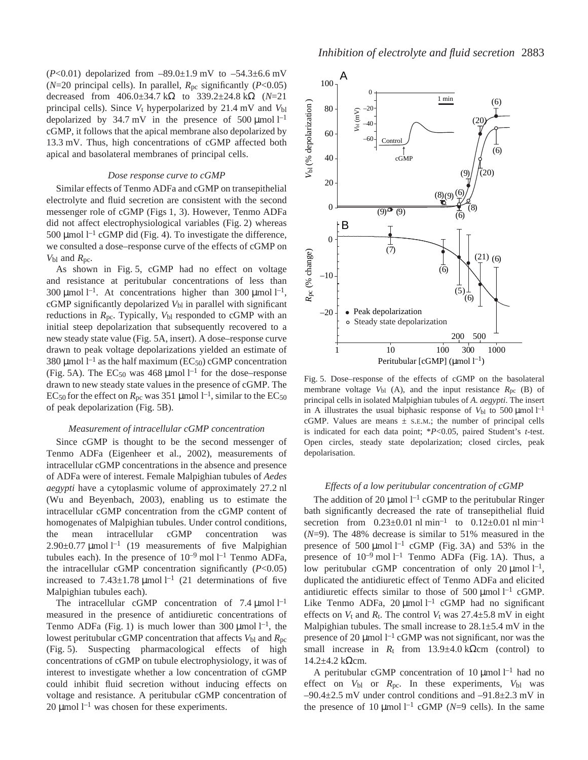($P$<0.01) depolarized from –89.0±1.9 mV to –54.3±6.6 mV ($N$=20 principal cells). In parallel, $R_{pc}$ significantly ($P$<0.05) decreased from 406.0±34.7 kΩ to 339.2±24.8 kΩ ($N$=21 principal cells). Since $V_t$ hyperpolarized by 21.4 mV and $V_{bl}$ depolarized by 34.7 mV in the presence of 500 μmol $l^{-1}$ cGMP, it follows that the apical membrane also depolarized by 13.3 mV. Thus, high concentrations of cGMP affected both apical and basolateral membranes of principal cells.

### *Dose response curve to cGMP*

Similar effects of Tenmo ADFa and cGMP on transepithelial electrolyte and fluid secretion are consistent with the second messenger role of cGMP (Figs 1, 3). However, Tenmo ADFa did not affect electrophysiological variables (Fig. 2) whereas 500 μmol $l^{-1}$ cGMP did (Fig. 4). To investigate the difference, we consulted a dose–response curve of the effects of cGMP on $V_{bl}$ and $R_{pc}$.

As shown in Fig. 5, cGMP had no effect on voltage and resistance at peritubular concentrations of less than 300 μmol $l^{-1}$. At concentrations higher than 300 μmol $l^{-1}$, cGMP significantly depolarized $V_{bl}$ in parallel with significant reductions in $R_{pc}$. Typically, $V_{bl}$ responded to cGMP with an initial steep depolarization that subsequently recovered to a new steady state value (Fig. 5A, insert). A dose–response curve drawn to peak voltage depolarizations yielded an estimate of 380 μmol $l^{-1}$ as the half maximum ($EC_{50}$) cGMP concentration (Fig. 5A). The $EC_{50}$ was 468 μmol $l^{-1}$ for the dose–response drawn to new steady state values in the presence of cGMP. The $EC_{50}$ for the effect on $R_{pc}$ was 351 μmol $l^{-1}$, similar to the $EC_{50}$ of peak depolarization (Fig. 5B).

### *Measurement of intracellular cGMP concentration*

Since cGMP is thought to be the second messenger of Tenmo ADFa (Eigenheer et al., 2002), measurements of intracellular cGMP concentrations in the absence and presence of ADFa were of interest. Female Malpighian tubules of *Aedes aegypti* have a cytoplasmic volume of approximately 27.2 nl (Wu and Beyenbach, 2003), enabling us to estimate the intracellular cGMP concentration from the cGMP content of homogenates of Malpighian tubules. Under control conditions, the mean intracellular cGMP concentration was 2.90±0.77 μmol $l^{-1}$ (19 measurements of five Malpighian tubules each). In the presence of $10^{-9}$ mol $l^{-1}$ Tenmo ADFa, the intracellular cGMP concentration significantly ($P$<0.05) increased to 7.43±1.78 μmol $l^{-1}$ (21 determinations of five Malpighian tubules each).

The intracellular cGMP concentration of 7.4 μmol $l^{-1}$ measured in the presence of antidiuretic concentrations of Tenmo ADFa (Fig. 1) is much lower than 300 μmol $l^{-1}$, the lowest peritubular cGMP concentration that affects $V_{bl}$ and $R_{pc}$ (Fig. 5). Suspecting pharmacological effects of high concentrations of cGMP on tubule electrophysiology, it was of interest to investigate whether a low concentration of cGMP could inhibit fluid secretion without inducing effects on voltage and resistance. A peritubular cGMP concentration of 20 μmol $l^{-1}$ was chosen for these experiments.

Fig. 5. Dose–response of the effects of cGMP on the basolateral membrane voltage $V_{bl}$ (A), and the input resistance $R_{pc}$ (B) of principal cells in isolated Malpighian tubules of *A. aegypti*. The insert in A illustrates the usual biphasic response of $V_{bl}$ to 500 μmol $l^{-1}$ cGMP. Values are means ± S.E.M.; the number of principal cells is indicated for each data point; \*$P$<0.05, paired Student's $t$-test. Open circles, steady state depolarization; closed circles, peak depolarisation.

### *Effects of a low peritubular concentration of cGMP*

The addition of 20 μmol $l^{-1}$ cGMP to the peritubular Ringer bath significantly decreased the rate of transepithelial fluid secretion from 0.23±0.01 nl $min^{-1}$ to 0.12±0.01 nl $min^{-1}$ ($N$=9). The 48% decrease is similar to 51% measured in the presence of 500 μmol $l^{-1}$ cGMP (Fig. 3A) and 53% in the presence of $10^{-9}$ mol $l^{-1}$ Tenmo ADFa (Fig. 1A). Thus, a low peritubular cGMP concentration of only 20 μmol $l^{-1}$, duplicated the antidiuretic effect of Tenmo ADFa and elicited antidiuretic effects similar to those of 500 μmol $l^{-1}$ cGMP. Like Tenmo ADFa, 20 μmol $l^{-1}$ cGMP had no significant effects on $V_t$ and $R_t$. The control $V_t$ was 27.4±5.8 mV in eight Malpighian tubules. The small increase to 28.1±5.4 mV in the presence of 20 μmol $l^{-1}$ cGMP was not significant, nor was the small increase in $R_t$ from 13.9±4.0 kΩcm (control) to 14.2±4.2 kΩcm.

A peritubular cGMP concentration of 10 μmol $l^{-1}$ had no effect on $V_{bl}$ or $R_{pc}$. In these experiments, $V_{bl}$ was –90.4±2.5 mV under control conditions and –91.8±2.3 mV in the presence of 10 μmol $l^{-1}$ cGMP ($N$=9 cells). In the same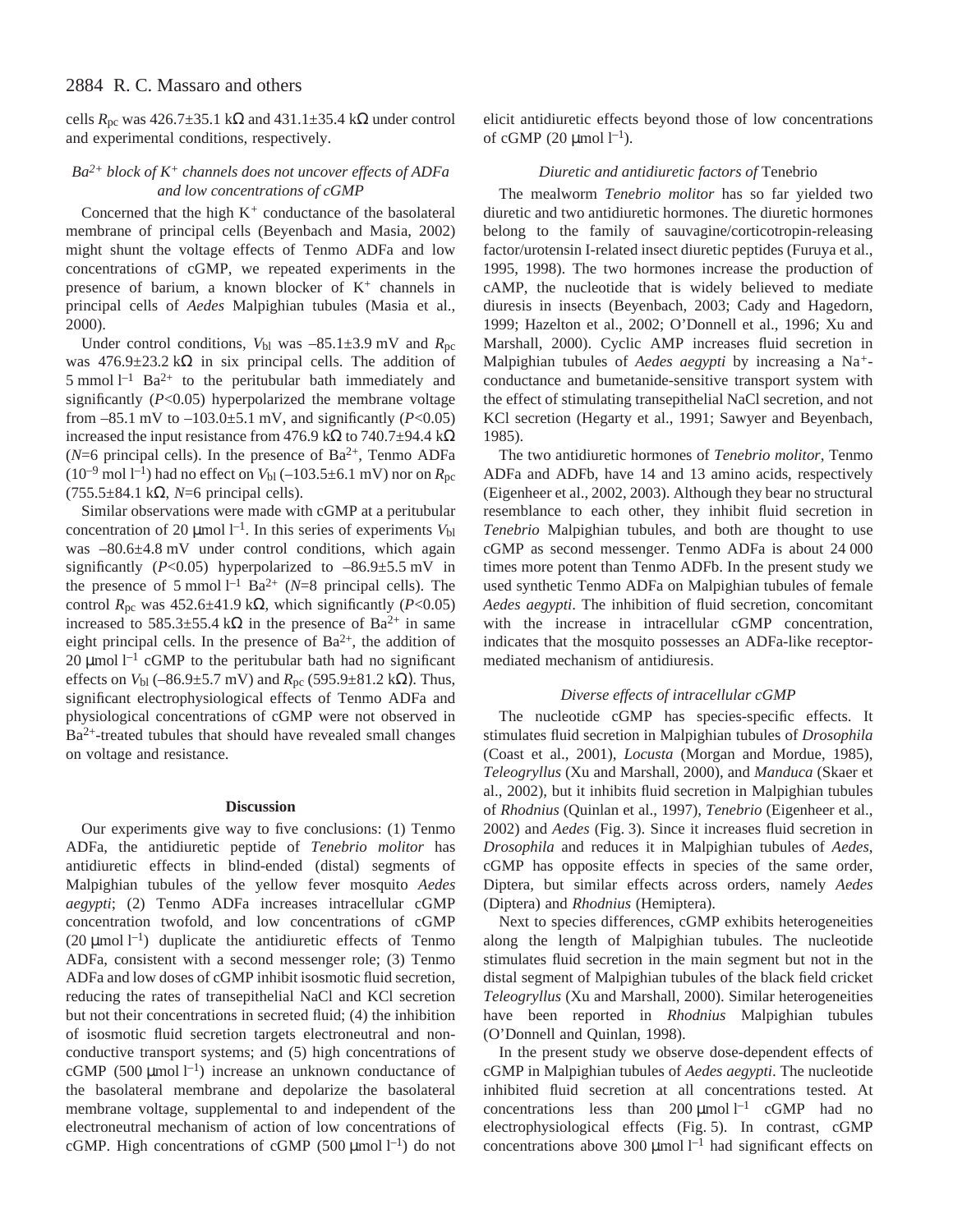cells $R_{pc}$ was 426.7±35.1 kΩ and 431.1±35.4 kΩ under control and experimental conditions, respectively.

### *$Ba^{2+}$ block of $K^+$ channels does not uncover effects of ADFa and low concentrations of cGMP*

Concerned that the high $K^+$ conductance of the basolateral membrane of principal cells (Beyenbach and Masia, 2002) might shunt the voltage effects of Tenmo ADFa and low concentrations of cGMP, we repeated experiments in the presence of barium, a known blocker of $K^+$ channels in principal cells of *Aedes* Malpighian tubules (Masia et al., 2000).

Under control conditions, $V_{bl}$ was –85.1±3.9 mV and $R_{pc}$ was 476.9±23.2 kΩ in six principal cells. The addition of 5 mmol $l^{-1}$ $Ba^{2+}$ to the peritubular bath immediately and significantly ($P$<0.05) hyperpolarized the membrane voltage from –85.1 mV to –103.0±5.1 mV, and significantly ($P$<0.05) increased the input resistance from 476.9 kΩ to 740.7±94.4 kΩ ($N$=6 principal cells). In the presence of $Ba^{2+}$, Tenmo ADFa ($10^{-9}$ mol $l^{-1}$) had no effect on $V_{bl}$ (–103.5±6.1 mV) nor on $R_{pc}$ (755.5±84.1 kΩ, $N$=6 principal cells).

Similar observations were made with cGMP at a peritubular concentration of 20 μmol $l^{-1}$. In this series of experiments $V_{bl}$ was –80.6±4.8 mV under control conditions, which again significantly ($P$<0.05) hyperpolarized to –86.9±5.5 mV in the presence of 5 mmol $l^{-1}$ $Ba^{2+}$ ($N$=8 principal cells). The control $R_{pc}$ was 452.6±41.9 kΩ, which significantly ($P$<0.05) increased to 585.3±55.4 kΩ in the presence of $Ba^{2+}$ in same eight principal cells. In the presence of $Ba^{2+}$, the addition of 20 μmol $l^{-1}$ cGMP to the peritubular bath had no significant effects on $V_{bl}$ (–86.9±5.7 mV) and $R_{pc}$ (595.9±81.2 kΩ). Thus, significant electrophysiological effects of Tenmo ADFa and physiological concentrations of cGMP were not observed in $Ba^{2+}$-treated tubules that should have revealed small changes on voltage and resistance.

## Discussion

Our experiments give way to five conclusions: (1) Tenmo ADFa, the antidiuretic peptide of *Tenebrio molitor* has antidiuretic effects in blind-ended (distal) segments of Malpighian tubules of the yellow fever mosquito *Aedes aegypti*; (2) Tenmo ADFa increases intracellular cGMP concentration twofold, and low concentrations of cGMP (20 μmol $l^{-1}$) duplicate the antidiuretic effects of Tenmo ADFa, consistent with a second messenger role; (3) Tenmo ADFa and low doses of cGMP inhibit isosmotic fluid secretion, reducing the rates of transepithelial NaCl and KCl secretion but not their concentrations in secreted fluid; (4) the inhibition of isosmotic fluid secretion targets electroneutral and non-conductive transport systems; and (5) high concentrations of cGMP (500 μmol $l^{-1}$) increase an unknown conductance of the basolateral membrane and depolarize the basolateral membrane voltage, supplemental to and independent of the electroneutral mechanism of action of low concentrations of cGMP. High concentrations of cGMP (500 μmol $l^{-1}$) do not elicit antidiuretic effects beyond those of low concentrations of cGMP (20 μmol $l^{-1}$).

### *Diuretic and antidiuretic factors of* Tenebrio

The mealworm *Tenebrio molitor* has so far yielded two diuretic and two antidiuretic hormones. The diuretic hormones belong to the family of sauvagine/corticotropin-releasing factor/urotensin I-related insect diuretic peptides (Furuya et al., 1995, 1998). The two hormones increase the production of cAMP, the nucleotide that is widely believed to mediate diuresis in insects (Beyenbach, 2003; Cady and Hagedorn, 1999; Hazelton et al., 2002; O'Donnell et al., 1996; Xu and Marshall, 2000). Cyclic AMP increases fluid secretion in Malpighian tubules of *Aedes aegypti* by increasing a $Na^+$-conductance and bumetanide-sensitive transport system with the effect of stimulating transepithelial NaCl secretion, and not KCl secretion (Hegarty et al., 1991; Sawyer and Beyenbach, 1985).

The two antidiuretic hormones of *Tenebrio molitor*, Tenmo ADFa and ADFb, have 14 and 13 amino acids, respectively (Eigenheer et al., 2002, 2003). Although they bear no structural resemblance to each other, they inhibit fluid secretion in *Tenebrio* Malpighian tubules, and both are thought to use cGMP as second messenger. Tenmo ADFa is about 24 000 times more potent than Tenmo ADFb. In the present study we used synthetic Tenmo ADFa on Malpighian tubules of female *Aedes aegypti*. The inhibition of fluid secretion, concomitant with the increase in intracellular cGMP concentration, indicates that the mosquito possesses an ADFa-like receptor-mediated mechanism of antidiuresis.

### *Diverse effects of intracellular cGMP*

The nucleotide cGMP has species-specific effects. It stimulates fluid secretion in Malpighian tubules of *Drosophila* (Coast et al., 2001), *Locusta* (Morgan and Mordue, 1985), *Teleogryllus* (Xu and Marshall, 2000), and *Manduca* (Skaer et al., 2002), but it inhibits fluid secretion in Malpighian tubules of *Rhodnius* (Quinlan et al., 1997), *Tenebrio* (Eigenheer et al., 2002) and *Aedes* (Fig. 3). Since it increases fluid secretion in *Drosophila* and reduces it in Malpighian tubules of *Aedes*, cGMP has opposite effects in species of the same order, Diptera, but similar effects across orders, namely *Aedes* (Diptera) and *Rhodnius* (Hemiptera).

Next to species differences, cGMP exhibits heterogeneities along the length of Malpighian tubules. The nucleotide stimulates fluid secretion in the main segment but not in the distal segment of Malpighian tubules of the black field cricket *Teleogryllus* (Xu and Marshall, 2000). Similar heterogeneities have been reported in *Rhodnius* Malpighian tubules (O'Donnell and Quinlan, 1998).

In the present study we observe dose-dependent effects of cGMP in Malpighian tubules of *Aedes aegypti*. The nucleotide inhibited fluid secretion at all concentrations tested. At concentrations less than 200 μmol $l^{-1}$ cGMP had no electrophysiological effects (Fig. 5). In contrast, cGMP concentrations above 300 μmol $l^{-1}$ had significant effects on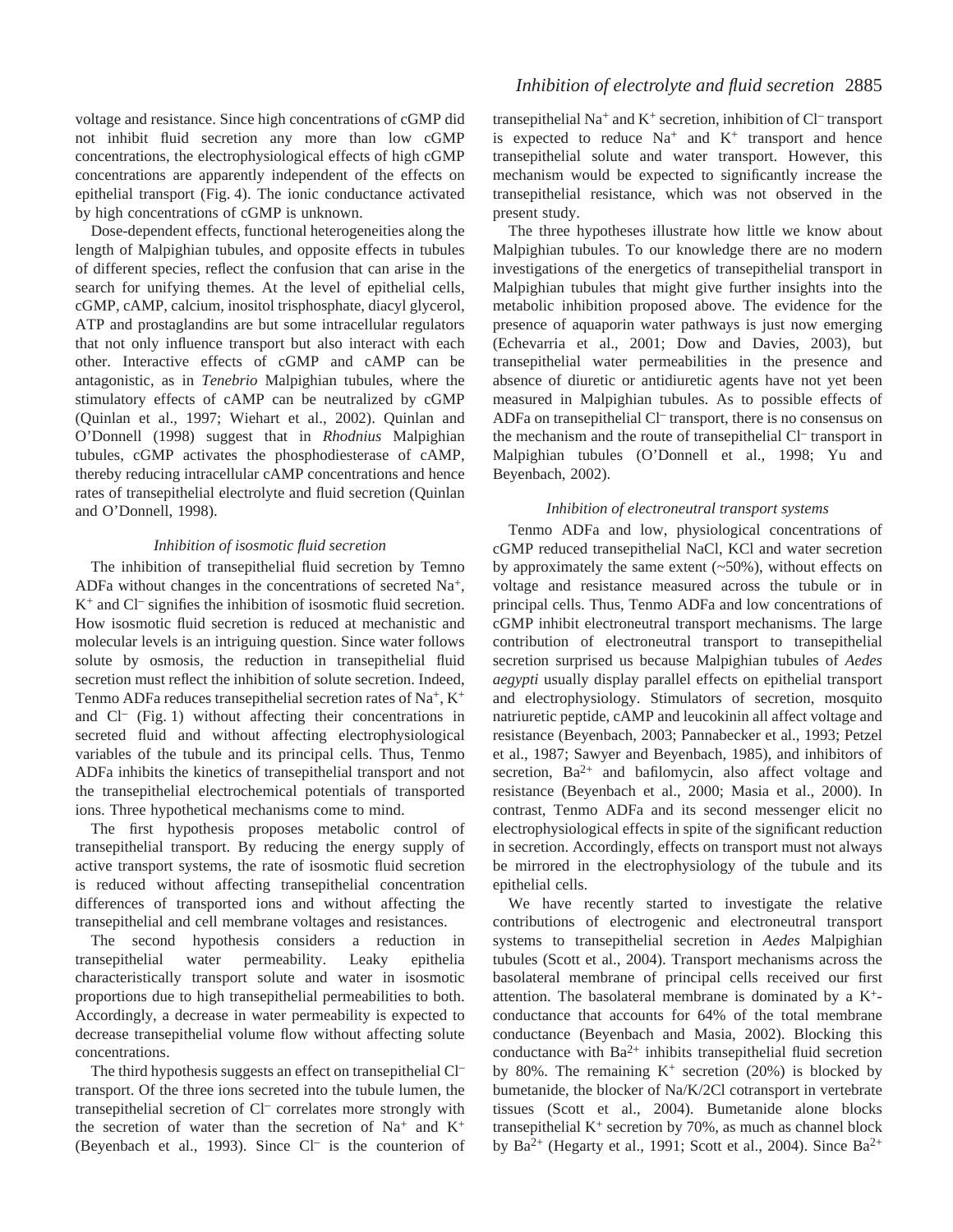voltage and resistance. Since high concentrations of cGMP did not inhibit fluid secretion any more than low cGMP concentrations, the electrophysiological effects of high cGMP concentrations are apparently independent of the effects on epithelial transport (Fig. 4). The ionic conductance activated by high concentrations of cGMP is unknown.

Dose-dependent effects, functional heterogeneities along the length of Malpighian tubules, and opposite effects in tubules of different species, reflect the confusion that can arise in the search for unifying themes. At the level of epithelial cells, cGMP, cAMP, calcium, inositol trisphosphate, diacyl glycerol, ATP and prostaglandins are but some intracellular regulators that not only influence transport but also interact with each other. Interactive effects of cGMP and cAMP can be antagonistic, as in *Tenebrio* Malpighian tubules, where the stimulatory effects of cAMP can be neutralized by cGMP (Quinlan et al., 1997; Wiehart et al., 2002). Quinlan and O'Donnell (1998) suggest that in *Rhodnius* Malpighian tubules, cGMP activates the phosphodiesterase of cAMP, thereby reducing intracellular cAMP concentrations and hence rates of transepithelial electrolyte and fluid secretion (Quinlan and O'Donnell, 1998).

### *Inhibition of isosmotic fluid secretion*

The inhibition of transepithelial fluid secretion by Temno ADFa without changes in the concentrations of secreted $Na^+$, $K^+$ and $Cl^-$ signifies the inhibition of isosmotic fluid secretion. How isosmotic fluid secretion is reduced at mechanistic and molecular levels is an intriguing question. Since water follows solute by osmosis, the reduction in transepithelial fluid secretion must reflect the inhibition of solute secretion. Indeed, Tenmo ADFa reduces transepithelial secretion rates of $Na^+$, $K^+$ and $Cl^-$ (Fig. 1) without affecting their concentrations in secreted fluid and without affecting electrophysiological variables of the tubule and its principal cells. Thus, Tenmo ADFa inhibits the kinetics of transepithelial transport and not the transepithelial electrochemical potentials of transported ions. Three hypothetical mechanisms come to mind.

The first hypothesis proposes metabolic control of transepithelial transport. By reducing the energy supply of active transport systems, the rate of isosmotic fluid secretion is reduced without affecting transepithelial concentration differences of transported ions and without affecting the transepithelial and cell membrane voltages and resistances.

The second hypothesis considers a reduction in transepithelial water permeability. Leaky epithelia characteristically transport solute and water in isosmotic proportions due to high transepithelial permeabilities to both. Accordingly, a decrease in water permeability is expected to decrease transepithelial volume flow without affecting solute concentrations.

The third hypothesis suggests an effect on transepithelial $Cl^-$ transport. Of the three ions secreted into the tubule lumen, the transepithelial secretion of $Cl^-$ correlates more strongly with the secretion of water than the secretion of $Na^+$ and $K^+$ (Beyenbach et al., 1993). Since $Cl^-$ is the counterion of transepithelial $Na^+$ and $K^+$ secretion, inhibition of $Cl^-$ transport is expected to reduce $Na^+$ and $K^+$ transport and hence transepithelial solute and water transport. However, this mechanism would be expected to significantly increase the transepithelial resistance, which was not observed in the present study.

The three hypotheses illustrate how little we know about Malpighian tubules. To our knowledge there are no modern investigations of the energetics of transepithelial transport in Malpighian tubules that might give further insights into the metabolic inhibition proposed above. The evidence for the presence of aquaporin water pathways is just now emerging (Echevarria et al., 2001; Dow and Davies, 2003), but transepithelial water permeabilities in the presence and absence of diuretic or antidiuretic agents have not yet been measured in Malpighian tubules. As to possible effects of ADFa on transepithelial $Cl^-$ transport, there is no consensus on the mechanism and the route of transepithelial $Cl^-$ transport in Malpighian tubules (O'Donnell et al., 1998; Yu and Beyenbach, 2002).

### *Inhibition of electroneutral transport systems*

Tenmo ADFa and low, physiological concentrations of cGMP reduced transepithelial NaCl, KCl and water secretion by approximately the same extent (~50%), without effects on voltage and resistance measured across the tubule or in principal cells. Thus, Tenmo ADFa and low concentrations of cGMP inhibit electroneutral transport mechanisms. The large contribution of electroneutral transport to transepithelial secretion surprised us because Malpighian tubules of *Aedes aegypti* usually display parallel effects on epithelial transport and electrophysiology. Stimulators of secretion, mosquito natriuretic peptide, cAMP and leucokinin all affect voltage and resistance (Beyenbach, 2003; Pannabecker et al., 1993; Petzel et al., 1987; Sawyer and Beyenbach, 1985), and inhibitors of secretion, $Ba^{2+}$ and bafilomycin, also affect voltage and resistance (Beyenbach et al., 2000; Masia et al., 2000). In contrast, Tenmo ADFa and its second messenger elicit no electrophysiological effects in spite of the significant reduction in secretion. Accordingly, effects on transport must not always be mirrored in the electrophysiology of the tubule and its epithelial cells.

We have recently started to investigate the relative contributions of electrogenic and electroneutral transport systems to transepithelial secretion in *Aedes* Malpighian tubules (Scott et al., 2004). Transport mechanisms across the basolateral membrane of principal cells received our first attention. The basolateral membrane is dominated by a $K^+$-conductance that accounts for 64% of the total membrane conductance (Beyenbach and Masia, 2002). Blocking this conductance with $Ba^{2+}$ inhibits transepithelial fluid secretion by 80%. The remaining $K^+$ secretion (20%) is blocked by bumetanide, the blocker of Na/K/2Cl cotransport in vertebrate tissues (Scott et al., 2004). Bumetanide alone blocks transepithelial $K^+$ secretion by 70%, as much as channel block by $Ba^{2+}$ (Hegarty et al., 1991; Scott et al., 2004). Since $Ba^{2+}$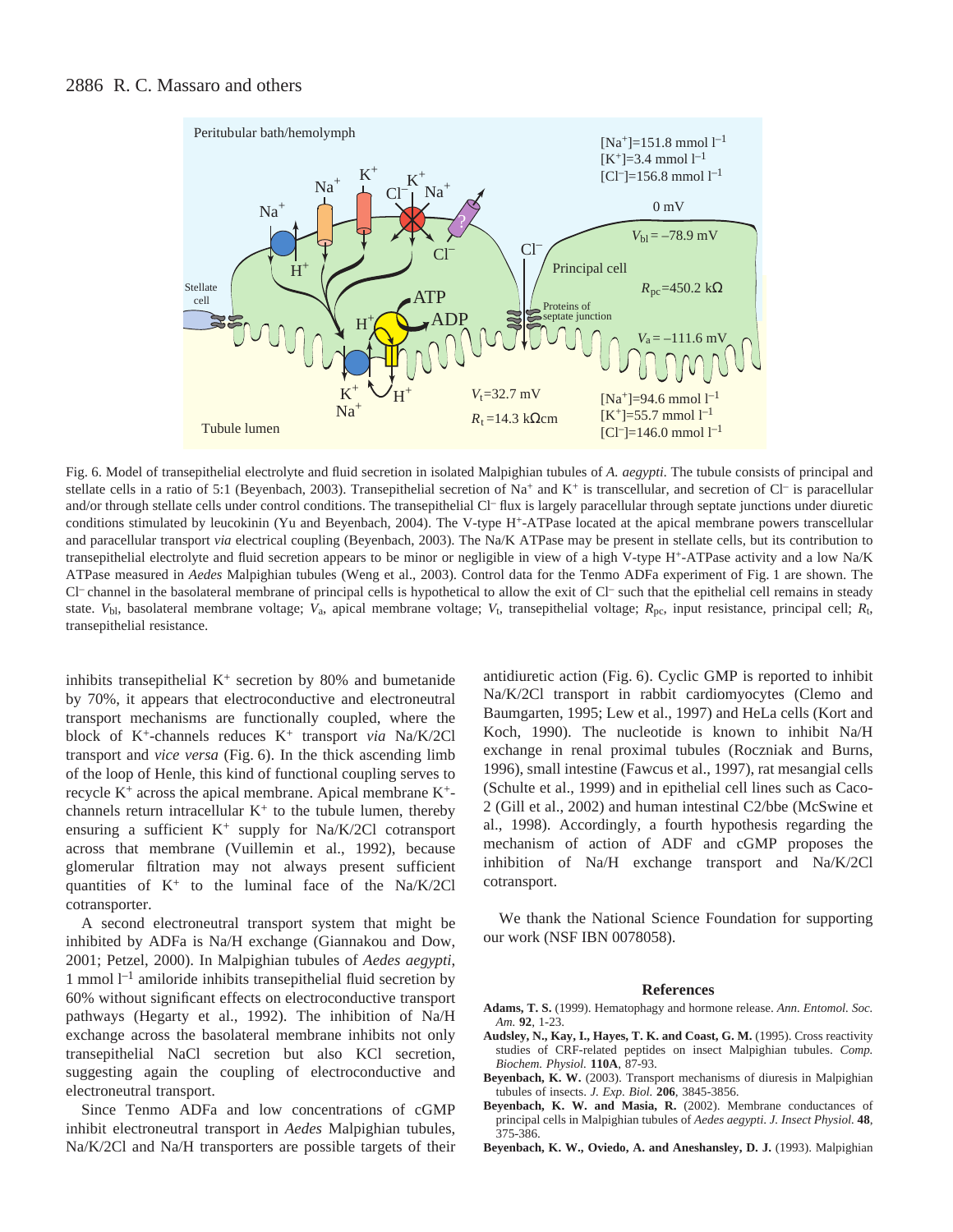Fig. 6. Model of transepithelial electrolyte and fluid secretion in isolated Malpighian tubules of *A. aegypti*. The tubule consists of principal and stellate cells in a ratio of 5:1 (Beyenbach, 2003). Transepithelial secretion of $Na^+$ and $K^+$ is transcellular, and secretion of $Cl^-$ is paracellular and/or through stellate cells under control conditions. The transepithelial $Cl^-$ flux is largely paracellular through septate junctions under diuretic conditions stimulated by leucokinin (Yu and Beyenbach, 2004). The V-type $H^+$-ATPase located at the apical membrane powers transcellular and paracellular transport *via* electrical coupling (Beyenbach, 2003). The Na/K ATPase may be present in stellate cells, but its contribution to transepithelial electrolyte and fluid secretion appears to be minor or negligible in view of a high V-type $H^+$-ATPase activity and a low Na/K ATPase measured in *Aedes* Malpighian tubules (Weng et al., 2003). Control data for the Tenmo ADFa experiment of Fig. 1 are shown. The $Cl^-$ channel in the basolateral membrane of principal cells is hypothetical to allow the exit of $Cl^-$ such that the epithelial cell remains in steady state. $V_{bl}$, basolateral membrane voltage; $V_a$, apical membrane voltage; $V_t$, transepithelial voltage; $R_{pc}$, input resistance, principal cell; $R_t$, transepithelial resistance.

inhibits transepithelial $K^+$ secretion by 80% and bumetanide by 70%, it appears that electroconductive and electroneutral transport mechanisms are functionally coupled, where the block of $K^+$-channels reduces $K^+$ transport *via* Na/K/2Cl transport and *vice versa* (Fig. 6). In the thick ascending limb of the loop of Henle, this kind of functional coupling serves to recycle $K^+$ across the apical membrane. Apical membrane $K^+$-channels return intracellular $K^+$ to the tubule lumen, thereby ensuring a sufficient $K^+$ supply for Na/K/2Cl cotransport across that membrane (Vuillemin et al., 1992), because glomerular filtration may not always present sufficient quantities of $K^+$ to the luminal face of the Na/K/2Cl cotransporter.

A second electroneutral transport system that might be inhibited by ADFa is Na/H exchange (Giannakou and Dow, 2001; Petzel, 2000). In Malpighian tubules of *Aedes aegypti*, 1 mmol $l^{-1}$ amiloride inhibits transepithelial fluid secretion by 60% without significant effects on electroconductive transport pathways (Hegarty et al., 1992). The inhibition of Na/H exchange across the basolateral membrane inhibits not only transepithelial NaCl secretion but also KCl secretion, suggesting again the coupling of electroconductive and electroneutral transport.

Since Tenmo ADFa and low concentrations of cGMP inhibit electroneutral transport in *Aedes* Malpighian tubules, Na/K/2Cl and Na/H transporters are possible targets of their antidiuretic action (Fig. 6). Cyclic GMP is reported to inhibit Na/K/2Cl transport in rabbit cardiomyocytes (Clemo and Baumgarten, 1995; Lew et al., 1997) and HeLa cells (Kort and Koch, 1990). The nucleotide is known to inhibit Na/H exchange in renal proximal tubules (Roczniak and Burns, 1996), small intestine (Fawcus et al., 1997), rat mesangial cells (Schulte et al., 1999) and in epithelial cell lines such as Caco-2 (Gill et al., 2002) and human intestinal C2/bbe (McSwine et al., 1998). Accordingly, a fourth hypothesis regarding the mechanism of action of ADF and cGMP proposes the inhibition of Na/H exchange transport and Na/K/2Cl cotransport.

We thank the National Science Foundation for supporting our work (NSF IBN 0078058).

## References

**Adams, T. S.** (1999). Hematophagy and hormone release. *Ann. Entomol. Soc. Am.* **92**, 1-23.

**Audsley, N., Kay, I., Hayes, T. K. and Coast, G. M.** (1995). Cross reactivity studies of CRF-related peptides on insect Malpighian tubules. *Comp. Biochem. Physiol.* **110A**, 87-93.

**Beyenbach, K. W.** (2003). Transport mechanisms of diuresis in Malpighian tubules of insects. *J. Exp. Biol.* **206**, 3845-3856.

**Beyenbach, K. W. and Masia, R.** (2002). Membrane conductances of principal cells in Malpighian tubules of *Aedes aegypti*. *J. Insect Physiol.* **48**, 375-386.

**Beyenbach, K. W., Oviedo, A. and Aneshansley, D. J.** (1993). Malpighian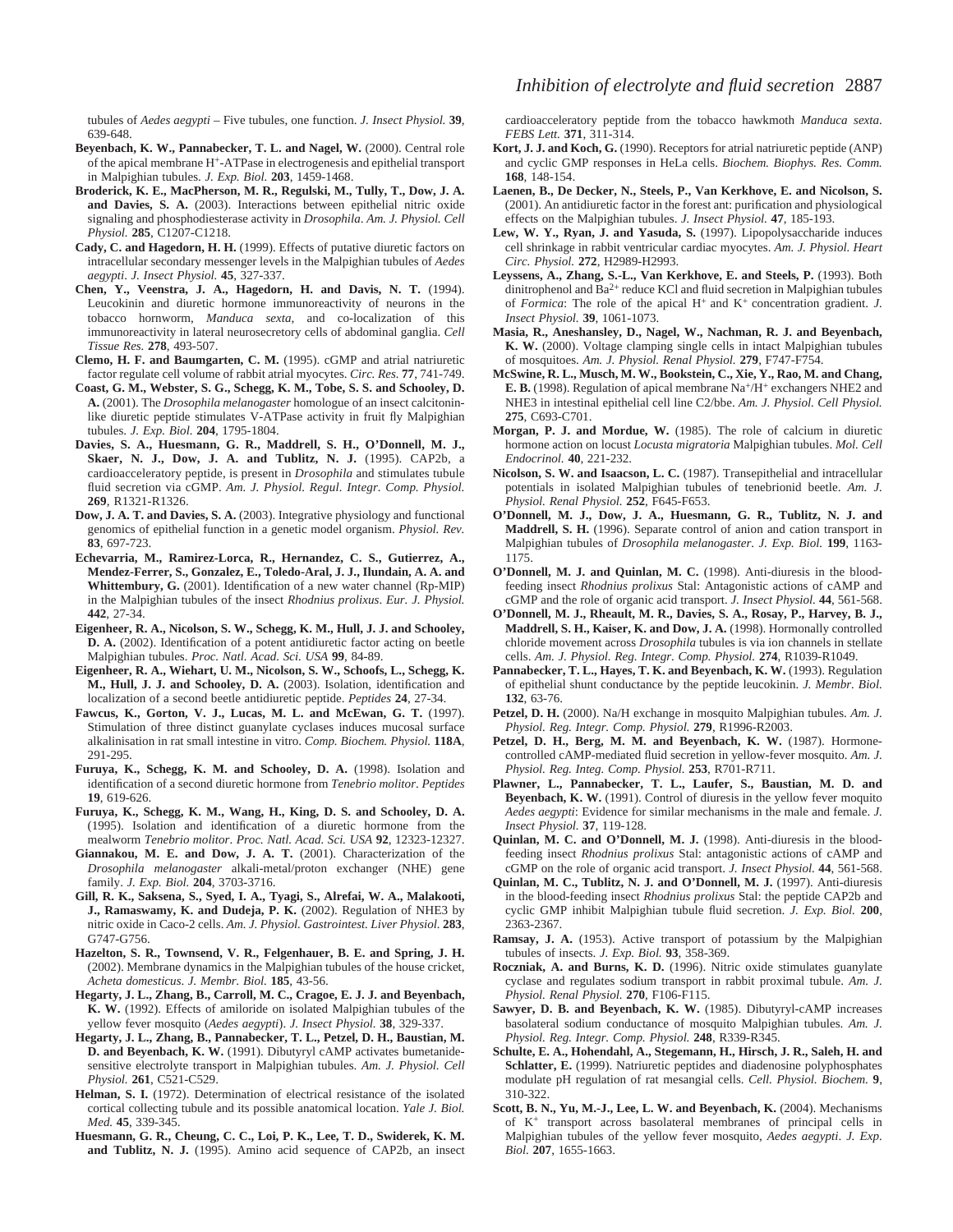tubules of *Aedes aegypti* – Five tubules, one function. *J. Insect Physiol.* **39**, 639-648.

**Beyenbach, K. W., Pannabecker, T. L. and Nagel, W.** (2000). Central role of the apical membrane $H^+$-ATPase in electrogenesis and epithelial transport in Malpighian tubules. *J. Exp. Biol.* **203**, 1459-1468.

**Broderick, K. E., MacPherson, M. R., Regulski, M., Tully, T., Dow, J. A. and Davies, S. A.** (2003). Interactions between epithelial nitric oxide signaling and phosphodiesterase activity in *Drosophila*. *Am. J. Physiol. Cell Physiol.* **285**, C1207-C1218.

**Cady, C. and Hagedorn, H. H.** (1999). Effects of putative diuretic factors on intracellular secondary messenger levels in the Malpighian tubules of *Aedes aegypti*. *J. Insect Physiol.* **45**, 327-337.

**Chen, Y., Veenstra, J. A., Hagedorn, H. and Davis, N. T.** (1994). Leucokinin and diuretic hormone immunoreactivity of neurons in the tobacco hornworm, *Manduca sexta*, and co-localization of this immunoreactivity in lateral neurosecretory cells of abdominal ganglia. *Cell Tissue Res.* **278**, 493-507.

**Clemo, H. F. and Baumgarten, C. M.** (1995). cGMP and atrial natriuretic factor regulate cell volume of rabbit atrial myocytes. *Circ. Res.* **77**, 741-749.

**Coast, G. M., Webster, S. G., Schegg, K. M., Tobe, S. S. and Schooley, D. A.** (2001). The *Drosophila melanogaster* homologue of an insect calcitonin-like diuretic peptide stimulates V-ATPase activity in fruit fly Malpighian tubules. *J. Exp. Biol.* **204**, 1795-1804.

**Davies, S. A., Huesmann, G. R., Maddrell, S. H., O'Donnell, M. J., Skaer, N. J., Dow, J. A. and Tublitz, N. J.** (1995). CAP2b, a cardioacceleratory peptide, is present in *Drosophila* and stimulates tubule fluid secretion via cGMP. *Am. J. Physiol. Regul. Integr. Comp. Physiol.* **269**, R1321-R1326.

**Dow, J. A. T. and Davies, S. A.** (2003). Integrative physiology and functional genomics of epithelial function in a genetic model organism. *Physiol. Rev.* **83**, 697-723.

**Echevarria, M., Ramirez-Lorca, R., Hernandez, C. S., Gutierrez, A., Mendez-Ferrer, S., Gonzalez, E., Toledo-Aral, J. J., Ilundain, A. A. and Whittembury, G.** (2001). Identification of a new water channel (Rp-MIP) in the Malpighian tubules of the insect *Rhodnius prolixus*. *Eur. J. Physiol.* **442**, 27-34.

**Eigenheer, R. A., Nicolson, S. W., Schegg, K. M., Hull, J. J. and Schooley, D. A.** (2002). Identification of a potent antidiuretic factor acting on beetle Malpighian tubules. *Proc. Natl. Acad. Sci. USA* **99**, 84-89.

**Eigenheer, R. A., Wiehart, U. M., Nicolson, S. W., Schoofs, L., Schegg, K. M., Hull, J. J. and Schooley, D. A.** (2003). Isolation, identification and localization of a second beetle antidiuretic peptide. *Peptides* **24**, 27-34.

**Fawcus, K., Gorton, V. J., Lucas, M. L. and McEwan, G. T.** (1997). Stimulation of three distinct guanylate cyclases induces mucosal surface alkalinisation in rat small intestine in vitro. *Comp. Biochem. Physiol.* **118A**, 291-295.

**Furuya, K., Schegg, K. M. and Schooley, D. A.** (1998). Isolation and identification of a second diuretic hormone from *Tenebrio molitor*. *Peptides* **19**, 619-626.

**Furuya, K., Schegg, K. M., Wang, H., King, D. S. and Schooley, D. A.** (1995). Isolation and identification of a diuretic hormone from the mealworm *Tenebrio molitor*. *Proc. Natl. Acad. Sci. USA* **92**, 12323-12327.

**Giannakou, M. E. and Dow, J. A. T.** (2001). Characterization of the *Drosophila melanogaster* alkali-metal/proton exchanger (NHE) gene family. *J. Exp. Biol.* **204**, 3703-3716.

**Gill, R. K., Saksena, S., Syed, I. A., Tyagi, S., Alrefai, W. A., Malakooti, J., Ramaswamy, K. and Dudeja, P. K.** (2002). Regulation of NHE3 by nitric oxide in Caco-2 cells. *Am. J. Physiol. Gastrointest. Liver Physiol.* **283**, G747-G756.

**Hazelton, S. R., Townsend, V. R., Felgenhauer, B. E. and Spring, J. H.** (2002). Membrane dynamics in the Malpighian tubules of the house cricket, *Acheta domesticus*. *J. Membr. Biol.* **185**, 43-56.

**Hegarty, J. L., Zhang, B., Carroll, M. C., Cragoe, E. J. J. and Beyenbach, K. W.** (1992). Effects of amiloride on isolated Malpighian tubules of the yellow fever mosquito (*Aedes aegypti*). *J. Insect Physiol.* **38**, 329-337.

**Hegarty, J. L., Zhang, B., Pannabecker, T. L., Petzel, D. H., Baustian, M. D. and Beyenbach, K. W.** (1991). Dibutyryl cAMP activates bumetanide-sensitive electrolyte transport in Malpighian tubules. *Am. J. Physiol. Cell Physiol.* **261**, C521-C529.

**Helman, S. I.** (1972). Determination of electrical resistance of the isolated cortical collecting tubule and its possible anatomical location. *Yale J. Biol. Med.* **45**, 339-345.

**Huesmann, G. R., Cheung, C. C., Loi, P. K., Lee, T. D., Swiderek, K. M. and Tublitz, N. J.** (1995). Amino acid sequence of CAP2b, an insect cardioacceleratory peptide from the tobacco hawkmoth *Manduca sexta*. *FEBS Lett.* **371**, 311-314.

**Kort, J. J. and Koch, G.** (1990). Receptors for atrial natriuretic peptide (ANP) and cyclic GMP responses in HeLa cells. *Biochem. Biophys. Res. Comm.* **168**, 148-154.

**Laenen, B., De Decker, N., Steels, P., Van Kerkhove, E. and Nicolson, S.** (2001). An antidiuretic factor in the forest ant: purification and physiological effects on the Malpighian tubules. *J. Insect Physiol.* **47**, 185-193.

**Lew, W. Y., Ryan, J. and Yasuda, S.** (1997). Lipopolysaccharide induces cell shrinkage in rabbit ventricular cardiac myocytes. *Am. J. Physiol. Heart Circ. Physiol.* **272**, H2989-H2993.

**Leyssens, A., Zhang, S.-L., Van Kerkhove, E. and Steels, P.** (1993). Both dinitrophenol and $Ba^{2+}$ reduce KCl and fluid secretion in Malpighian tubules of *Formica*: The role of the apical $H^+$ and $K^+$ concentration gradient. *J. Insect Physiol.* **39**, 1061-1073.

**Masia, R., Aneshansley, D., Nagel, W., Nachman, R. J. and Beyenbach, K. W.** (2000). Voltage clamping single cells in intact Malpighian tubules of mosquitoes. *Am. J. Physiol. Renal Physiol.* **279**, F747-F754.

**McSwine, R. L., Musch, M. W., Bookstein, C., Xie, Y., Rao, M. and Chang, E. B.** (1998). Regulation of apical membrane $Na^+/H^+$ exchangers NHE2 and NHE3 in intestinal epithelial cell line C2/bbe. *Am. J. Physiol. Cell Physiol.* **275**, C693-C701.

**Morgan, P. J. and Mordue, W.** (1985). The role of calcium in diuretic hormone action on locust *Locusta migratoria* Malpighian tubules. *Mol. Cell Endocrinol.* **40**, 221-232.

**Nicolson, S. W. and Isaacson, L. C.** (1987). Transepithelial and intracellular potentials in isolated Malpighian tubules of tenebrionid beetle. *Am. J. Physiol. Renal Physiol.* **252**, F645-F653.

**O'Donnell, M. J., Dow, J. A., Huesmann, G. R., Tublitz, N. J. and Maddrell, S. H.** (1996). Separate control of anion and cation transport in Malpighian tubules of *Drosophila melanogaster*. *J. Exp. Biol.* **199**, 1163-1175.

**O'Donnell, M. J. and Quinlan, M. C.** (1998). Anti-diuresis in the blood-feeding insect *Rhodnius prolixus* Stal: Antagonistic actions of cAMP and cGMP and the role of organic acid transport. *J. Insect Physiol.* **44**, 561-568.

**O'Donnell, M. J., Rheault, M. R., Davies, S. A., Rosay, P., Harvey, B. J., Maddrell, S. H., Kaiser, K. and Dow, J. A.** (1998). Hormonally controlled chloride movement across *Drosophila* tubules is via ion channels in stellate cells. *Am. J. Physiol. Reg. Integr. Comp. Physiol.* **274**, R1039-R1049.

**Pannabecker, T. L., Hayes, T. K. and Beyenbach, K. W.** (1993). Regulation of epithelial shunt conductance by the peptide leucokinin. *J. Membr. Biol.* **132**, 63-76.

**Petzel, D. H.** (2000). Na/H exchange in mosquito Malpighian tubules. *Am. J. Physiol. Reg. Integr. Comp. Physiol.* **279**, R1996-R2003.

**Petzel, D. H., Berg, M. M. and Beyenbach, K. W.** (1987). Hormone-controlled cAMP-mediated fluid secretion in yellow-fever mosquito. *Am. J. Physiol. Reg. Integ. Comp. Physiol.* **253**, R701-R711.

**Plawner, L., Pannabecker, T. L., Laufer, S., Baustian, M. D. and Beyenbach, K. W.** (1991). Control of diuresis in the yellow fever moquito *Aedes aegypti*: Evidence for similar mechanisms in the male and female. *J. Insect Physiol.* **37**, 119-128.

**Quinlan, M. C. and O'Donnell, M. J.** (1998). Anti-diuresis in the blood-feeding insect *Rhodnius prolixus* Stal: antagonistic actions of cAMP and cGMP on the role of organic acid transport. *J. Insect Physiol.* **44**, 561-568.

**Quinlan, M. C., Tublitz, N. J. and O'Donnell, M. J.** (1997). Anti-diuresis in the blood-feeding insect *Rhodnius prolixus* Stal: the peptide CAP2b and cyclic GMP inhibit Malpighian tubule fluid secretion. *J. Exp. Biol.* **200**, 2363-2367.

**Ramsay, J. A.** (1953). Active transport of potassium by the Malpighian tubules of insects. *J. Exp. Biol.* **93**, 358-369.

**Roczniak, A. and Burns, K. D.** (1996). Nitric oxide stimulates guanylate cyclase and regulates sodium transport in rabbit proximal tubule. *Am. J. Physiol. Renal Physiol.* **270**, F106-F115.

**Sawyer, D. B. and Beyenbach, K. W.** (1985). Dibutyryl-cAMP increases basolateral sodium conductance of mosquito Malpighian tubules. *Am. J. Physiol. Reg. Integr. Comp. Physiol.* **248**, R339-R345.

**Schulte, E. A., Hohendahl, A., Stegemann, H., Hirsch, J. R., Saleh, H. and Schlatter, E.** (1999). Natriuretic peptides and diadenosine polyphosphates modulate pH regulation of rat mesangial cells. *Cell. Physiol. Biochem.* **9**, 310-322.

**Scott, B. N., Yu, M.-J., Lee, L. W. and Beyenbach, K.** (2004). Mechanisms of $K^+$ transport across basolateral membranes of principal cells in Malpighian tubules of the yellow fever mosquito, *Aedes aegypti*. *J. Exp. Biol.* **207**, 1655-1663.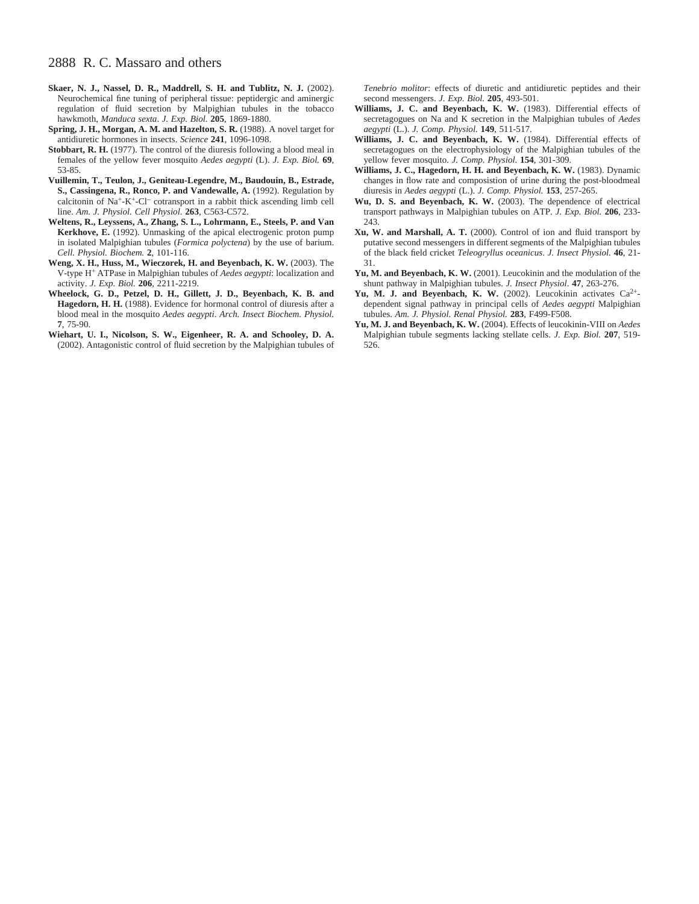**Skaer, N. J., Nassel, D. R., Maddrell, S. H. and Tublitz, N. J.** (2002). Neurochemical fine tuning of peripheral tissue: peptidergic and aminergic regulation of fluid secretion by Malpighian tubules in the tobacco hawkmoth, *Manduca sexta*. *J. Exp. Biol.* **205**, 1869-1880.

**Spring, J. H., Morgan, A. M. and Hazelton, S. R.** (1988). A novel target for antidiuretic hormones in insects. *Science* **241**, 1096-1098.

**Stobbart, R. H.** (1977). The control of the diuresis following a blood meal in females of the yellow fever mosquito *Aedes aegypti* (L). *J. Exp. Biol.* **69**, 53-85.

**Vuillemin, T., Teulon, J., Geniteau-Legendre, M., Baudouin, B., Estrade, S., Cassingena, R., Ronco, P. and Vandewalle, A.** (1992). Regulation by calcitonin of $Na^+$-$K^+$-$Cl^-$ cotransport in a rabbit thick ascending limb cell line. *Am. J. Physiol. Cell Physiol.* **263**, C563-C572.

**Weltens, R., Leyssens, A., Zhang, S. L., Lohrmann, E., Steels, P. and Van Kerkhove, E.** (1992). Unmasking of the apical electrogenic proton pump in isolated Malpighian tubules (*Formica polyctena*) by the use of barium. *Cell. Physiol. Biochem.* **2**, 101-116.

**Weng, X. H., Huss, M., Wieczorek, H. and Beyenbach, K. W.** (2003). The V-type $H^+$ ATPase in Malpighian tubules of *Aedes aegypti*: localization and activity. *J. Exp. Biol.* **206**, 2211-2219.

**Wheelock, G. D., Petzel, D. H., Gillett, J. D., Beyenbach, K. B. and Hagedorn, H. H.** (1988). Evidence for hormonal control of diuresis after a blood meal in the mosquito *Aedes aegypti*. *Arch. Insect Biochem. Physiol.* **7**, 75-90.

**Wiehart, U. I., Nicolson, S. W., Eigenheer, R. A. and Schooley, D. A.** (2002). Antagonistic control of fluid secretion by the Malpighian tubules of *Tenebrio molitor*: effects of diuretic and antidiuretic peptides and their second messengers. *J. Exp. Biol.* **205**, 493-501.

**Williams, J. C. and Beyenbach, K. W.** (1983). Differential effects of secretagogues on Na and K secretion in the Malpighian tubules of *Aedes aegypti* (L.). *J. Comp. Physiol.* **149**, 511-517.

**Williams, J. C. and Beyenbach, K. W.** (1984). Differential effects of secretagogues on the electrophysiology of the Malpighian tubules of the yellow fever mosquito. *J. Comp. Physiol.* **154**, 301-309.

**Williams, J. C., Hagedorn, H. H. and Beyenbach, K. W.** (1983). Dynamic changes in flow rate and composistion of urine during the post-bloodmeal diuresis in *Aedes aegypti* (L.). *J. Comp. Physiol.* **153**, 257-265.

**Wu, D. S. and Beyenbach, K. W.** (2003). The dependence of electrical transport pathways in Malpighian tubules on ATP. *J. Exp. Biol.* **206**, 233-243.

**Xu, W. and Marshall, A. T.** (2000). Control of ion and fluid transport by putative second messengers in different segments of the Malpighian tubules of the black field cricket *Teleogryllus oceanicus*. *J. Insect Physiol.* **46**, 21-31.

**Yu, M. and Beyenbach, K. W.** (2001). Leucokinin and the modulation of the shunt pathway in Malpighian tubules. *J. Insect Physiol.* **47**, 263-276.

**Yu, M. J. and Beyenbach, K. W.** (2002). Leucokinin activates $Ca^{2+}$-dependent signal pathway in principal cells of *Aedes aegypti* Malpighian tubules. *Am. J. Physiol. Renal Physiol.* **283**, F499-F508.

**Yu, M. J. and Beyenbach, K. W.** (2004). Effects of leucokinin-VIII on *Aedes* Malpighian tubule segments lacking stellate cells. *J. Exp. Biol.* **207**, 519-526.